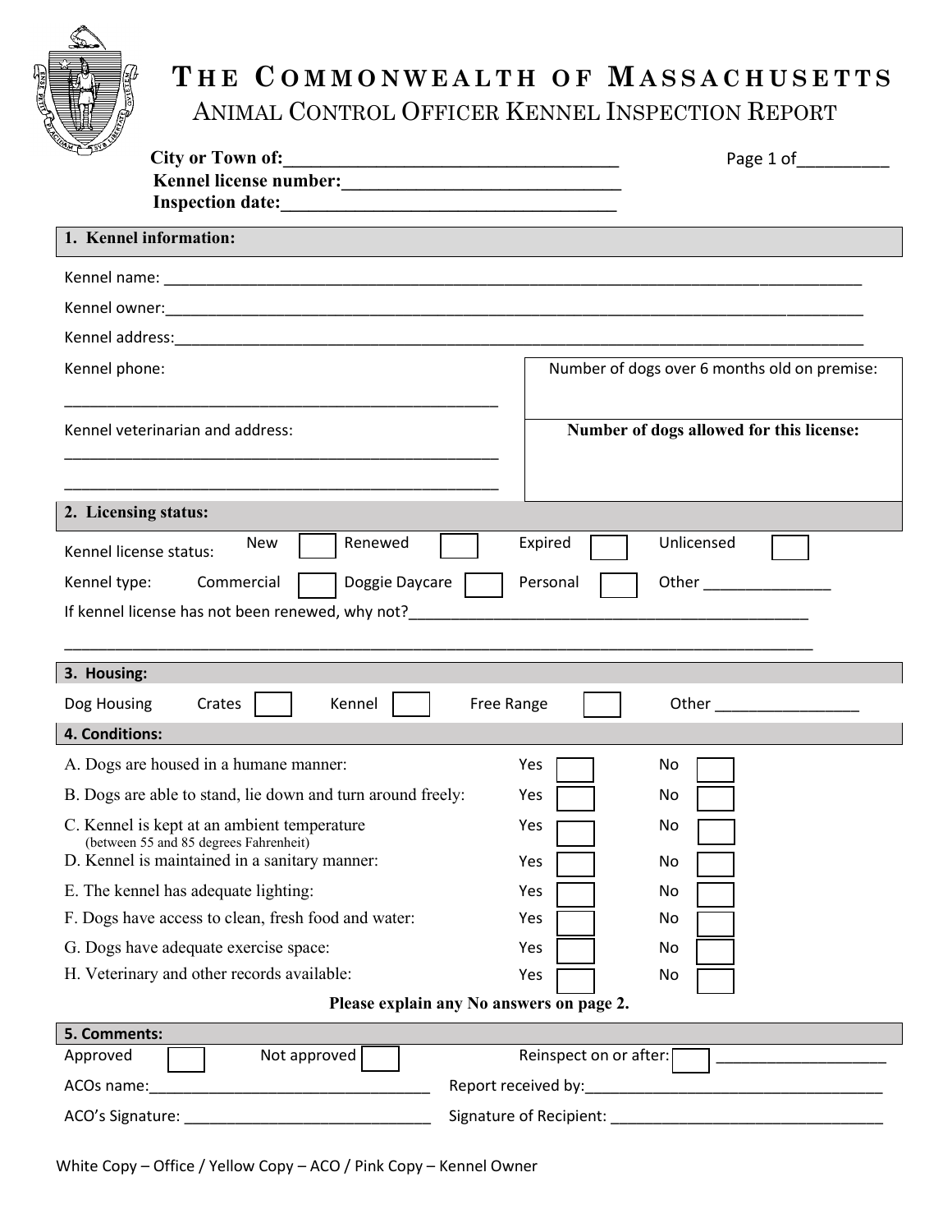# THE COMMONWEALTH OF MASSACHUSETTS

## ANIMAL CONTROL OFFICER KENNEL INSPECTION REPORT

**City or Town of:**____________________________________ Page 1 of__________

**Kennel license number:**______________________________

**Inspection date:**____________________________________

### 1. Kennel information:

Kennel name: ___________________________________________________________________________________

Kennel owner:___________________________________________________________________________________

Kennel address:_________________________________________________________________________________

Kennel phone:

_____________________________________________________

Kennel veterinarian and address:

_____________________________________________________

_____________________________________________________

Number of dogs over 6 months old on premise:

**Number of dogs allowed for this license:**

### 2. Licensing status:

Kennel license status: New ☐ Renewed ☐ Expired ☐ Unlicensed ☐

Kennel type: Commercial ☐ Doggie Daycare ☐ Personal ☐ Other _______________

If kennel license has not been renewed, why not?_________________________________________________

___________________________________________________________________________________________

### 3. Housing:

Dog Housing Crates ☐ Kennel ☐ Free Range ☐ Other _________________

### 4. Conditions:

| | Yes | No |
|---|---|---|
| A. Dogs are housed in a humane manner: | ☐ | ☐ |
| B. Dogs are able to stand, lie down and turn around freely: | ☐ | ☐ |
| C. Kennel is kept at an ambient temperature (between 55 and 85 degrees Fahrenheit) | ☐ | ☐ |
| D. Kennel is maintained in a sanitary manner: | ☐ | ☐ |
| E. The kennel has adequate lighting: | ☐ | ☐ |
| F. Dogs have access to clean, fresh food and water: | ☐ | ☐ |
| G. Dogs have adequate exercise space: | ☐ | ☐ |
| H. Veterinary and other records available: | ☐ | ☐ |

**Please explain any No answers on page 2.**

### 5. Comments:

Approved ☐ Not approved ☐ Reinspect on or after: ☐ ____________________

ACOs name:__________________________________ Report received by:____________________________________

ACO's Signature: ______________________________ Signature of Recipient: _________________________________

White Copy – Office / Yellow Copy – ACO / Pink Copy – Kennel Owner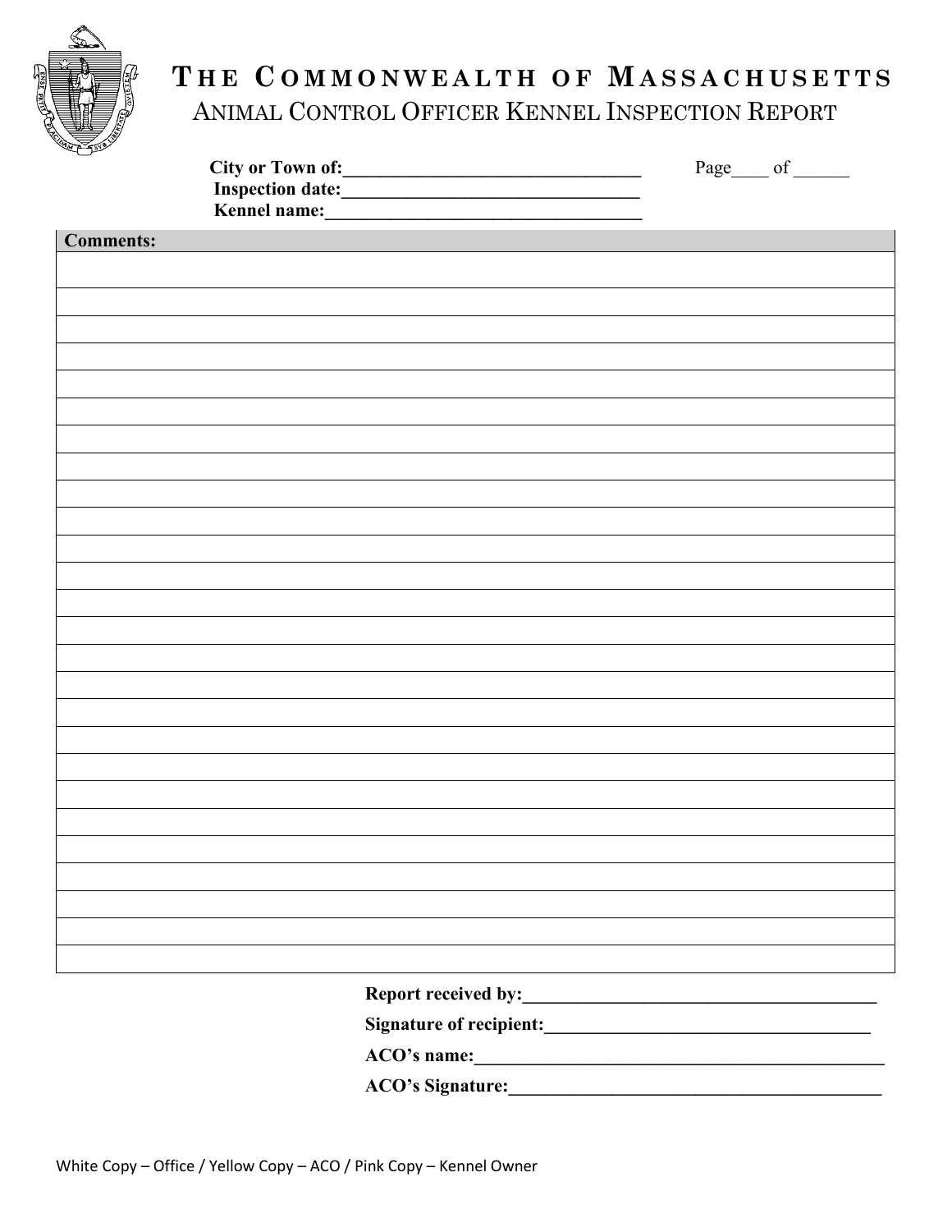# THE COMMONWEALTH OF MASSACHUSETTS

## ANIMAL CONTROL OFFICER KENNEL INSPECTION REPORT

**City or Town of:**________________________________ Page____ of ______

**Inspection date:**________________________________

**Kennel name:**__________________________________

| **Comments:** |
|---|
| |
| |
| |
| |
| |
| |
| |
| |
| |
| |
| |
| |
| |
| |
| |
| |
| |
| |
| |
| |
| |
| |
| |
| |
| |
| |

**Report received by:**________________________________________

**Signature of recipient:**____________________________________

**ACO's name:**______________________________________________

**ACO's Signature:**__________________________________________

White Copy – Office / Yellow Copy – ACO / Pink Copy – Kennel Owner